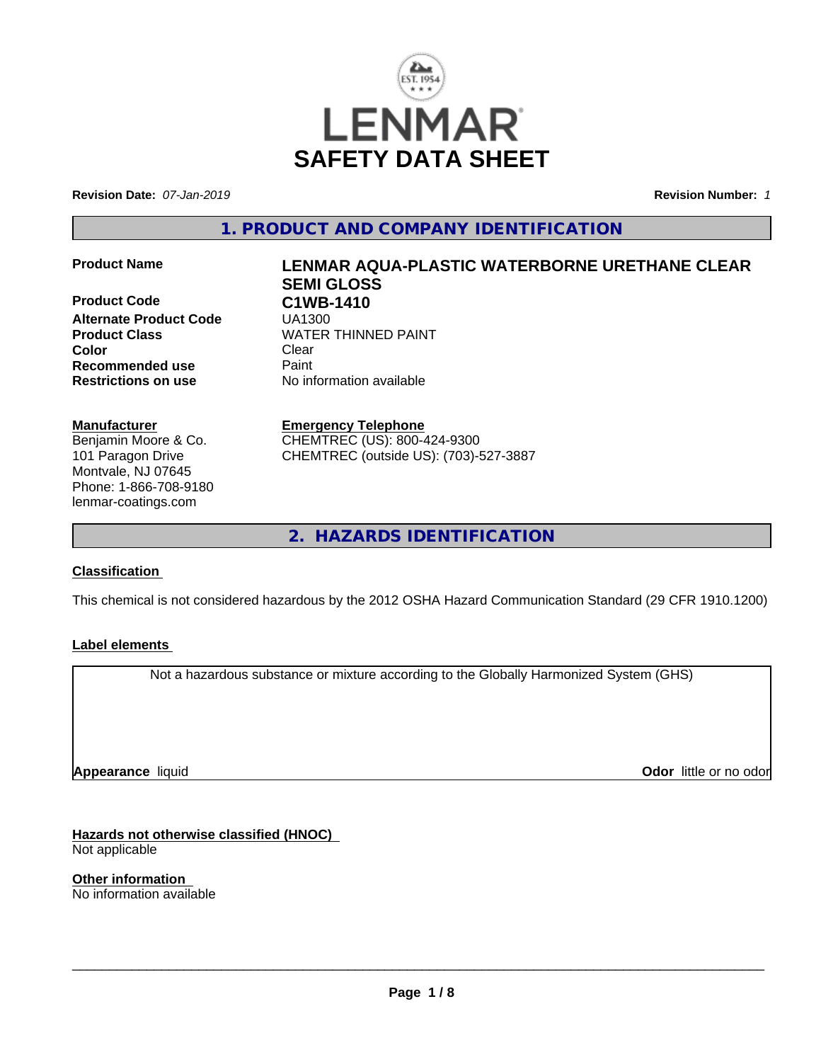# LENMAR SAFETY DATA SHEET

**Revision Date:** *07-Jan-2019* **Revision Number:** *1*

## 1. PRODUCT AND COMPANY IDENTIFICATION

| | |
|---|---|
| **Product Name** | **LENMAR AQUA-PLASTIC WATERBORNE URETHANE CLEAR SEMI GLOSS** |
| **Product Code** | **C1WB-1410** |
| **Alternate Product Code** | UA1300 |
| **Product Class** | WATER THINNED PAINT |
| **Color** | Clear |
| **Recommended use** | Paint |
| **Restrictions on use** | No information available |

**Manufacturer**
Benjamin Moore & Co.
101 Paragon Drive
Montvale, NJ 07645
Phone: 1-866-708-9180
lenmar-coatings.com

**Emergency Telephone**
CHEMTREC (US): 800-424-9300
CHEMTREC (outside US): (703)-527-3887

## 2. HAZARDS IDENTIFICATION

**Classification**

This chemical is not considered hazardous by the 2012 OSHA Hazard Communication Standard (29 CFR 1910.1200)

**Label elements**

Not a hazardous substance or mixture according to the Globally Harmonized System (GHS)

**Appearance** liquid **Odor** little or no odor

**Hazards not otherwise classified (HNOC)**
Not applicable

**Other information**
No information available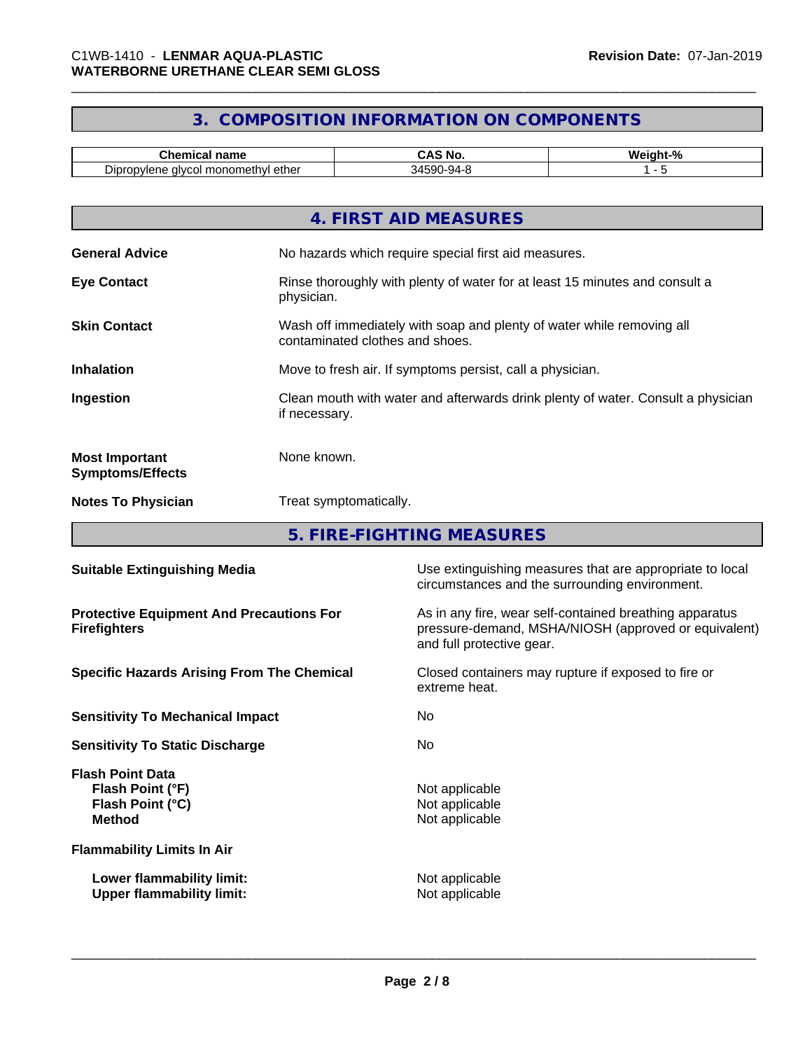## 3. COMPOSITION INFORMATION ON COMPONENTS

| Chemical name | CAS No. | Weight-% |
|---|---|---|
| Dipropylene glycol monomethyl ether | 34590-94-8 | 1 - 5 |

## 4. FIRST AID MEASURES

**General Advice** — No hazards which require special first aid measures.

**Eye Contact** — Rinse thoroughly with plenty of water for at least 15 minutes and consult a physician.

**Skin Contact** — Wash off immediately with soap and plenty of water while removing all contaminated clothes and shoes.

**Inhalation** — Move to fresh air. If symptoms persist, call a physician.

**Ingestion** — Clean mouth with water and afterwards drink plenty of water. Consult a physician if necessary.

**Most Important Symptoms/Effects** — None known.

**Notes To Physician** — Treat symptomatically.

## 5. FIRE-FIGHTING MEASURES

**Suitable Extinguishing Media** — Use extinguishing measures that are appropriate to local circumstances and the surrounding environment.

**Protective Equipment And Precautions For Firefighters** — As in any fire, wear self-contained breathing apparatus pressure-demand, MSHA/NIOSH (approved or equivalent) and full protective gear.

**Specific Hazards Arising From The Chemical** — Closed containers may rupture if exposed to fire or extreme heat.

**Sensitivity To Mechanical Impact** — No

**Sensitivity To Static Discharge** — No

**Flash Point Data**
- **Flash Point (°F)** — Not applicable
- **Flash Point (°C)** — Not applicable
- **Method** — Not applicable

**Flammability Limits In Air**
- **Lower flammability limit:** — Not applicable
- **Upper flammability limit:** — Not applicable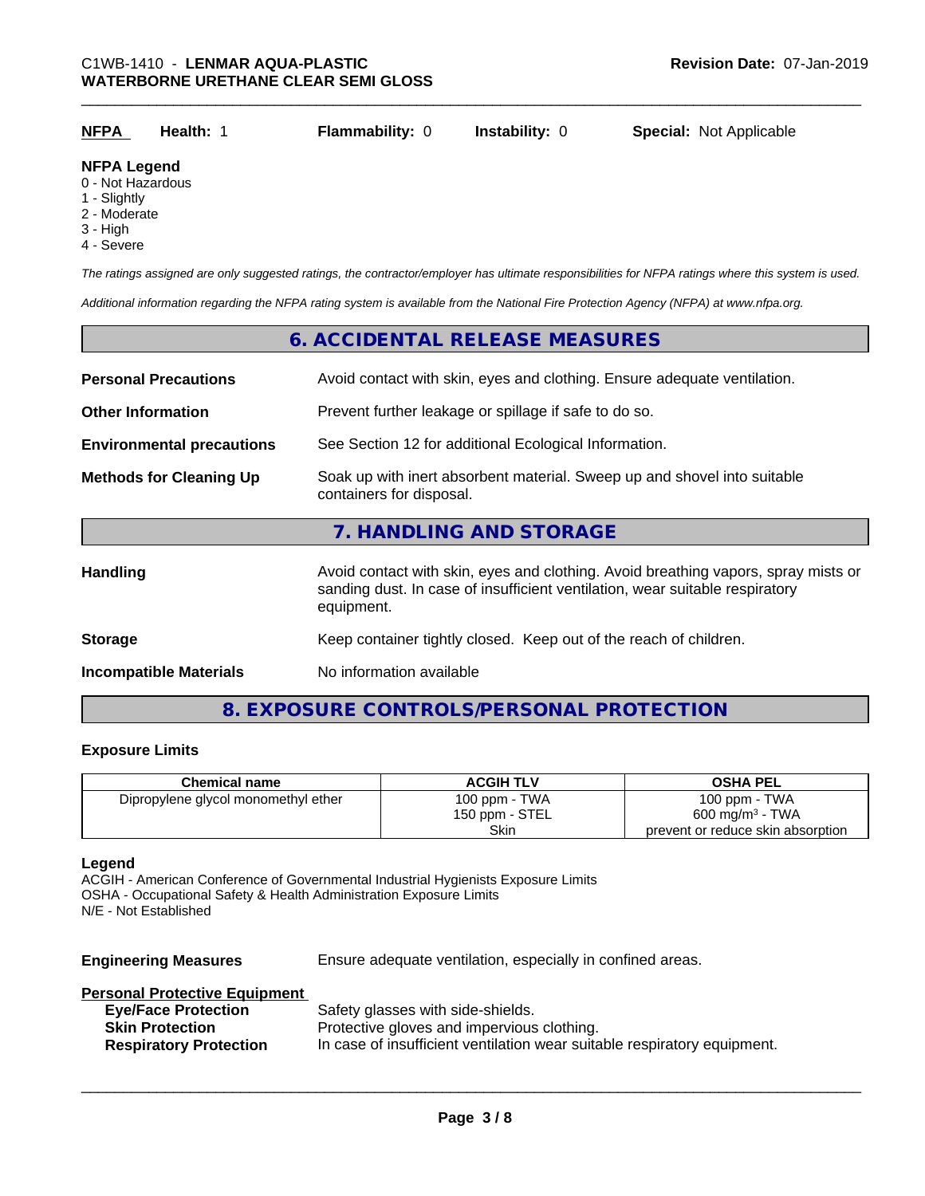| **NFPA** | **Health:** 1 | **Flammability:** 0 | **Instability:** 0 | **Special:** Not Applicable |
|---|---|---|---|---|

**NFPA Legend**
0 - Not Hazardous
1 - Slightly
2 - Moderate
3 - High
4 - Severe

*The ratings assigned are only suggested ratings, the contractor/employer has ultimate responsibilities for NFPA ratings where this system is used.*

*Additional information regarding the NFPA rating system is available from the National Fire Protection Agency (NFPA) at www.nfpa.org.*

## 6. ACCIDENTAL RELEASE MEASURES

**Personal Precautions** Avoid contact with skin, eyes and clothing. Ensure adequate ventilation.

**Other Information** Prevent further leakage or spillage if safe to do so.

**Environmental precautions** See Section 12 for additional Ecological Information.

**Methods for Cleaning Up** Soak up with inert absorbent material. Sweep up and shovel into suitable containers for disposal.

## 7. HANDLING AND STORAGE

**Handling** Avoid contact with skin, eyes and clothing. Avoid breathing vapors, spray mists or sanding dust. In case of insufficient ventilation, wear suitable respiratory equipment.

**Storage** Keep container tightly closed. Keep out of the reach of children.

**Incompatible Materials** No information available

## 8. EXPOSURE CONTROLS/PERSONAL PROTECTION

### Exposure Limits

| Chemical name | ACGIH TLV | OSHA PEL |
|---|---|---|
| Dipropylene glycol monomethyl ether | 100 ppm - TWA<br>150 ppm - STEL<br>Skin | 100 ppm - TWA<br>600 mg/m³ - TWA<br>prevent or reduce skin absorption |

**Legend**
ACGIH - American Conference of Governmental Industrial Hygienists Exposure Limits
OSHA - Occupational Safety & Health Administration Exposure Limits
N/E - Not Established

**Engineering Measures** Ensure adequate ventilation, especially in confined areas.

**Personal Protective Equipment**
- **Eye/Face Protection** Safety glasses with side-shields.
- **Skin Protection** Protective gloves and impervious clothing.
- **Respiratory Protection** In case of insufficient ventilation wear suitable respiratory equipment.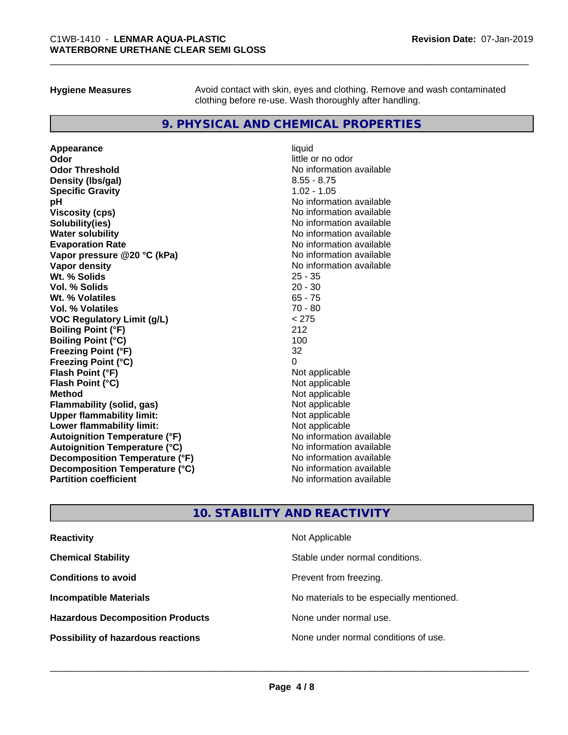**Hygiene Measures** Avoid contact with skin, eyes and clothing. Remove and wash contaminated clothing before re-use. Wash thoroughly after handling.

## 9. PHYSICAL AND CHEMICAL PROPERTIES

| Property | Value |
|---|---|
| **Appearance** | liquid |
| **Odor** | little or no odor |
| **Odor Threshold** | No information available |
| **Density (lbs/gal)** | 8.55 - 8.75 |
| **Specific Gravity** | 1.02 - 1.05 |
| **pH** | No information available |
| **Viscosity (cps)** | No information available |
| **Solubility(ies)** | No information available |
| **Water solubility** | No information available |
| **Evaporation Rate** | No information available |
| **Vapor pressure @20 °C (kPa)** | No information available |
| **Vapor density** | No information available |
| **Wt. % Solids** | 25 - 35 |
| **Vol. % Solids** | 20 - 30 |
| **Wt. % Volatiles** | 65 - 75 |
| **Vol. % Volatiles** | 70 - 80 |
| **VOC Regulatory Limit (g/L)** | < 275 |
| **Boiling Point (°F)** | 212 |
| **Boiling Point (°C)** | 100 |
| **Freezing Point (°F)** | 32 |
| **Freezing Point (°C)** | 0 |
| **Flash Point (°F)** | Not applicable |
| **Flash Point (°C)** | Not applicable |
| **Method** | Not applicable |
| **Flammability (solid, gas)** | Not applicable |
| **Upper flammability limit:** | Not applicable |
| **Lower flammability limit:** | Not applicable |
| **Autoignition Temperature (°F)** | No information available |
| **Autoignition Temperature (°C)** | No information available |
| **Decomposition Temperature (°F)** | No information available |
| **Decomposition Temperature (°C)** | No information available |
| **Partition coefficient** | No information available |

## 10. STABILITY AND REACTIVITY

| Property | Value |
|---|---|
| **Reactivity** | Not Applicable |
| **Chemical Stability** | Stable under normal conditions. |
| **Conditions to avoid** | Prevent from freezing. |
| **Incompatible Materials** | No materials to be especially mentioned. |
| **Hazardous Decomposition Products** | None under normal use. |
| **Possibility of hazardous reactions** | None under normal conditions of use. |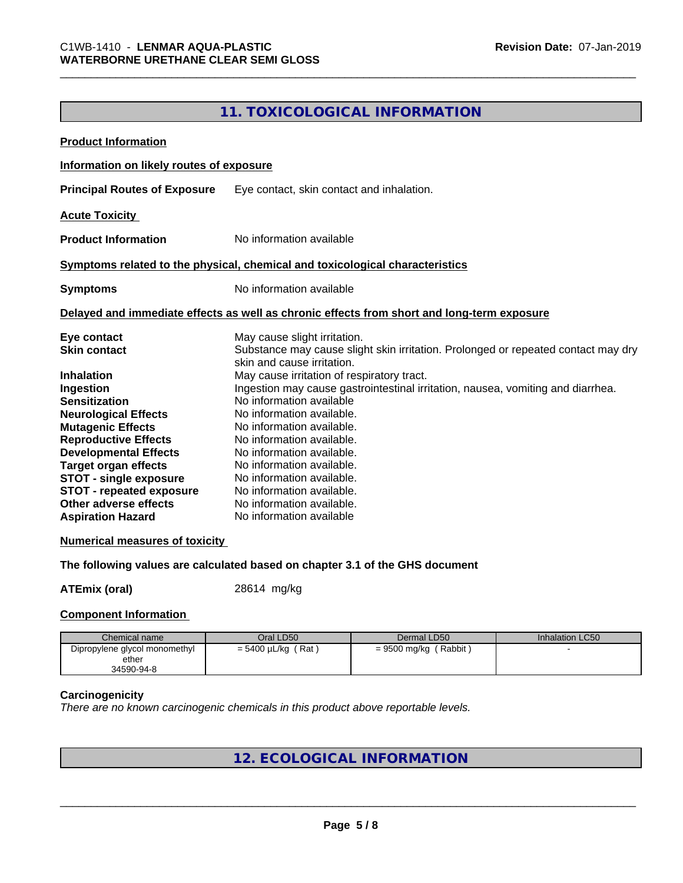## 11. TOXICOLOGICAL INFORMATION

**Product Information**

**Information on likely routes of exposure**

**Principal Routes of Exposure** Eye contact, skin contact and inhalation.

**Acute Toxicity**

**Product Information** No information available

**Symptoms related to the physical, chemical and toxicological characteristics**

**Symptoms** No information available

**Delayed and immediate effects as well as chronic effects from short and long-term exposure**

**Eye contact** May cause slight irritation.
**Skin contact** Substance may cause slight skin irritation. Prolonged or repeated contact may dry skin and cause irritation.
**Inhalation** May cause irritation of respiratory tract.
**Ingestion** Ingestion may cause gastrointestinal irritation, nausea, vomiting and diarrhea.
**Sensitization** No information available
**Neurological Effects** No information available.
**Mutagenic Effects** No information available.
**Reproductive Effects** No information available.
**Developmental Effects** No information available.
**Target organ effects** No information available.
**STOT - single exposure** No information available.
**STOT - repeated exposure** No information available.
**Other adverse effects** No information available.
**Aspiration Hazard** No information available

**Numerical measures of toxicity**

**The following values are calculated based on chapter 3.1 of the GHS document**

**ATEmix (oral)** 28614 mg/kg

**Component Information**

| Chemical name | Oral LD50 | Dermal LD50 | Inhalation LC50 |
|---|---|---|---|
| Dipropylene glycol monomethyl ether 34590-94-8 | = 5400 µL/kg ( Rat ) | = 9500 mg/kg ( Rabbit ) | - |

**Carcinogenicity**

*There are no known carcinogenic chemicals in this product above reportable levels.*

## 12. ECOLOGICAL INFORMATION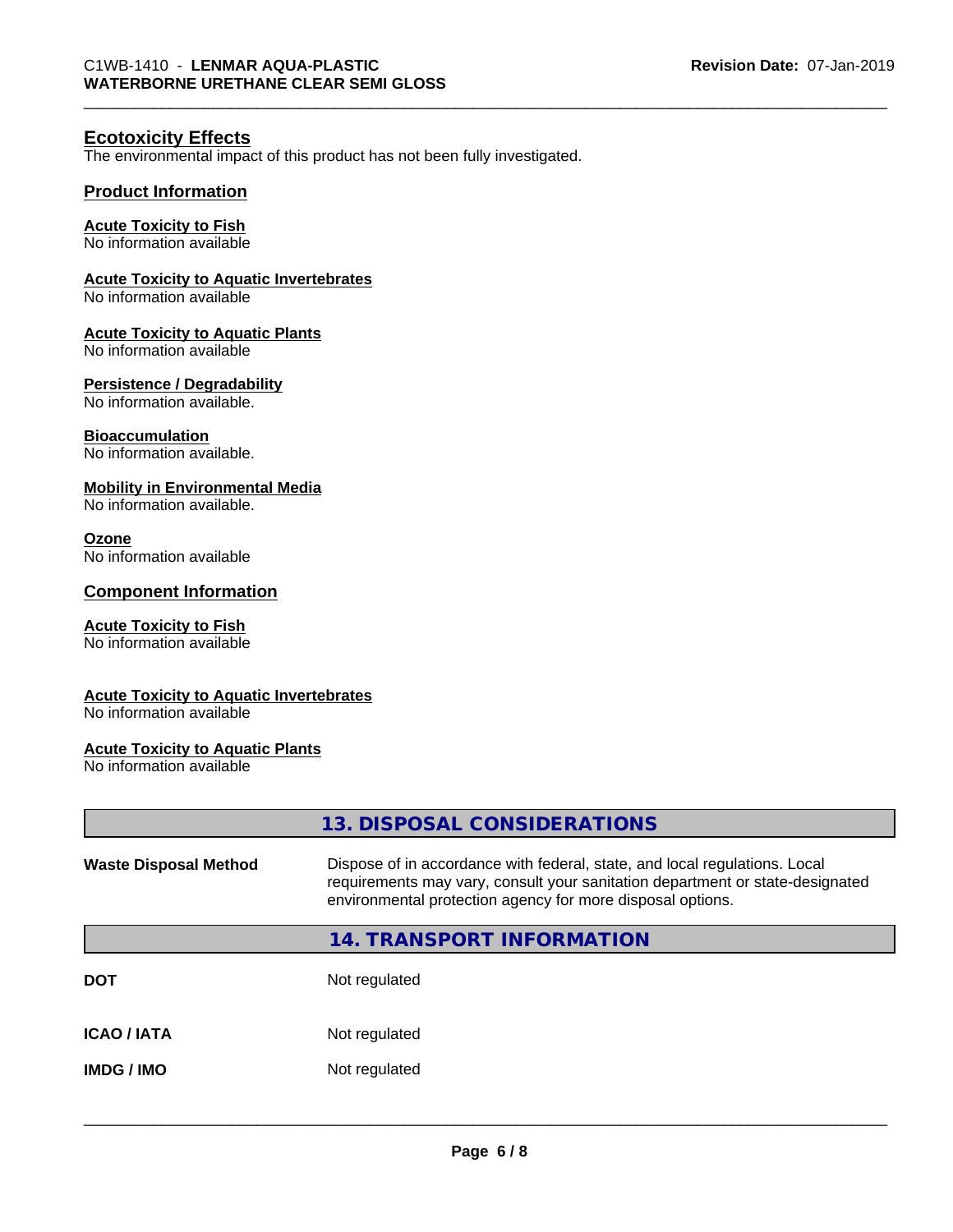## Ecotoxicity Effects

The environmental impact of this product has not been fully investigated.

### Product Information

**Acute Toxicity to Fish**
No information available

**Acute Toxicity to Aquatic Invertebrates**
No information available

**Acute Toxicity to Aquatic Plants**
No information available

**Persistence / Degradability**
No information available.

**Bioaccumulation**
No information available.

**Mobility in Environmental Media**
No information available.

**Ozone**
No information available

### Component Information

**Acute Toxicity to Fish**
No information available

**Acute Toxicity to Aquatic Invertebrates**
No information available

**Acute Toxicity to Aquatic Plants**
No information available

## 13. DISPOSAL CONSIDERATIONS

| | |
|---|---|
| **Waste Disposal Method** | Dispose of in accordance with federal, state, and local regulations. Local requirements may vary, consult your sanitation department or state-designated environmental protection agency for more disposal options. |

## 14. TRANSPORT INFORMATION

| | |
|---|---|
| **DOT** | Not regulated |
| **ICAO / IATA** | Not regulated |
| **IMDG / IMO** | Not regulated |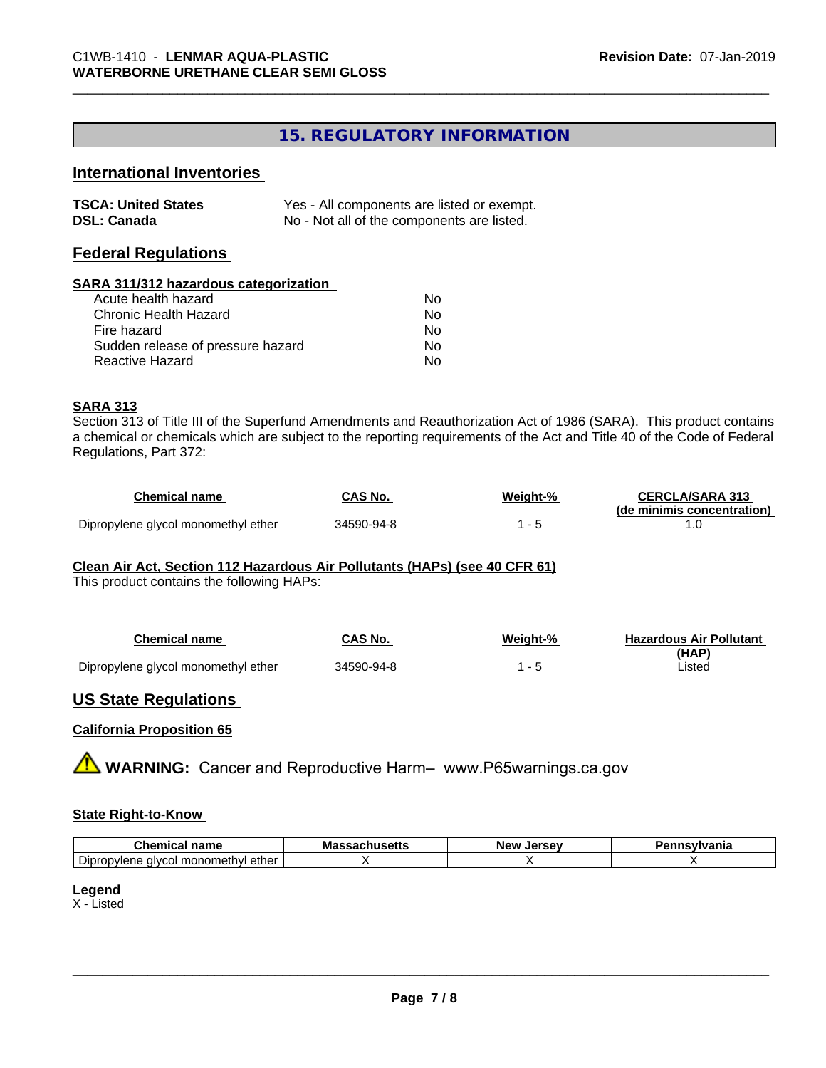## 15. REGULATORY INFORMATION

### International Inventories

**TSCA: United States** Yes - All components are listed or exempt.
**DSL: Canada** No - Not all of the components are listed.

### Federal Regulations

**SARA 311/312 hazardous categorization**

| | |
|---|---|
| Acute health hazard | No |
| Chronic Health Hazard | No |
| Fire hazard | No |
| Sudden release of pressure hazard | No |
| Reactive Hazard | No |

**SARA 313**

Section 313 of Title III of the Superfund Amendments and Reauthorization Act of 1986 (SARA). This product contains a chemical or chemicals which are subject to the reporting requirements of the Act and Title 40 of the Code of Federal Regulations, Part 372:

| Chemical name | CAS No. | Weight-% | CERCLA/SARA 313 (de minimis concentration) |
|---|---|---|---|
| Dipropylene glycol monomethyl ether | 34590-94-8 | 1 - 5 | 1.0 |

**Clean Air Act, Section 112 Hazardous Air Pollutants (HAPs) (see 40 CFR 61)**

This product contains the following HAPs:

| Chemical name | CAS No. | Weight-% | Hazardous Air Pollutant (HAP) |
|---|---|---|---|
| Dipropylene glycol monomethyl ether | 34590-94-8 | 1 - 5 | Listed |

### US State Regulations

**California Proposition 65**

⚠ **WARNING:** Cancer and Reproductive Harm– www.P65warnings.ca.gov

**State Right-to-Know**

| Chemical name | Massachusetts | New Jersey | Pennsylvania |
|---|---|---|---|
| Dipropylene glycol monomethyl ether | X | X | X |

**Legend**
X - Listed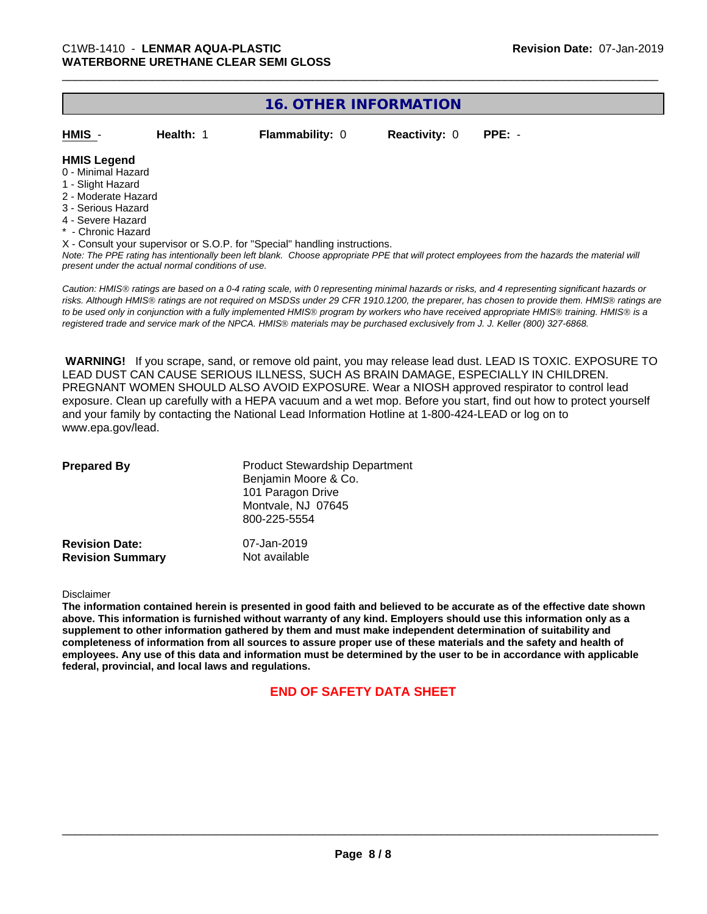## 16. OTHER INFORMATION

| HMIS - | Health: 1 | Flammability: 0 | Reactivity: 0 | PPE: - |
|---|---|---|---|---|

**HMIS Legend**

0 - Minimal Hazard
1 - Slight Hazard
2 - Moderate Hazard
3 - Serious Hazard
4 - Severe Hazard
* - Chronic Hazard
X - Consult your supervisor or S.O.P. for "Special" handling instructions.

*Note: The PPE rating has intentionally been left blank. Choose appropriate PPE that will protect employees from the hazards the material will present under the actual normal conditions of use.*

*Caution: HMIS® ratings are based on a 0-4 rating scale, with 0 representing minimal hazards or risks, and 4 representing significant hazards or risks. Although HMIS® ratings are not required on MSDSs under 29 CFR 1910.1200, the preparer, has chosen to provide them. HMIS® ratings are to be used only in conjunction with a fully implemented HMIS® program by workers who have received appropriate HMIS® training. HMIS® is a registered trade and service mark of the NPCA. HMIS® materials may be purchased exclusively from J. J. Keller (800) 327-6868.*

**WARNING!** If you scrape, sand, or remove old paint, you may release lead dust. LEAD IS TOXIC. EXPOSURE TO LEAD DUST CAN CAUSE SERIOUS ILLNESS, SUCH AS BRAIN DAMAGE, ESPECIALLY IN CHILDREN. PREGNANT WOMEN SHOULD ALSO AVOID EXPOSURE. Wear a NIOSH approved respirator to control lead exposure. Clean up carefully with a HEPA vacuum and a wet mop. Before you start, find out how to protect yourself and your family by contacting the National Lead Information Hotline at 1-800-424-LEAD or log on to www.epa.gov/lead.

**Prepared By**
Product Stewardship Department
Benjamin Moore & Co.
101 Paragon Drive
Montvale, NJ 07645
800-225-5554

**Revision Date:** 07-Jan-2019
**Revision Summary** Not available

Disclaimer

**The information contained herein is presented in good faith and believed to be accurate as of the effective date shown above. This information is furnished without warranty of any kind. Employers should use this information only as a supplement to other information gathered by them and must make independent determination of suitability and completeness of information from all sources to assure proper use of these materials and the safety and health of employees. Any use of this data and information must be determined by the user to be in accordance with applicable federal, provincial, and local laws and regulations.**

**END OF SAFETY DATA SHEET**